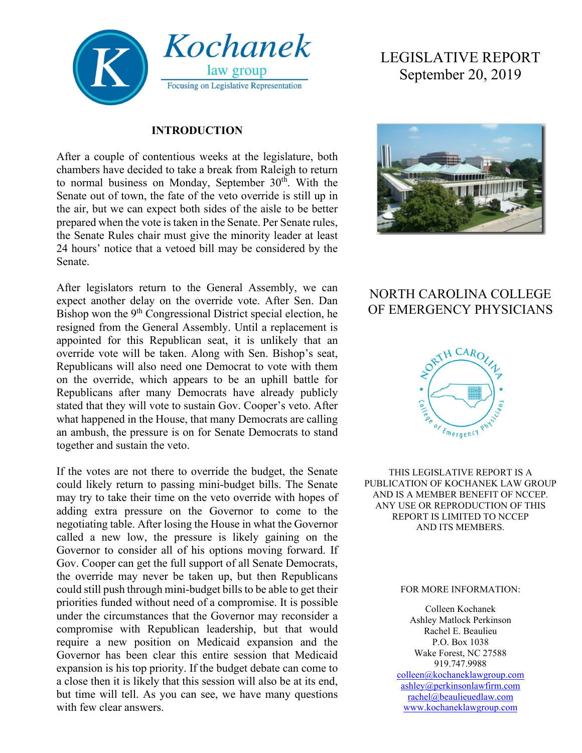Kochanek law group
Focusing on Legislative Representation

# LEGISLATIVE REPORT
September 20, 2019

## NORTH CAROLINA COLLEGE OF EMERGENCY PHYSICIANS

## INTRODUCTION

After a couple of contentious weeks at the legislature, both chambers have decided to take a break from Raleigh to return to normal business on Monday, September 30th. With the Senate out of town, the fate of the veto override is still up in the air, but we can expect both sides of the aisle to be better prepared when the vote is taken in the Senate. Per Senate rules, the Senate Rules chair must give the minority leader at least 24 hours' notice that a vetoed bill may be considered by the Senate.

After legislators return to the General Assembly, we can expect another delay on the override vote. After Sen. Dan Bishop won the 9th Congressional District special election, he resigned from the General Assembly. Until a replacement is appointed for this Republican seat, it is unlikely that an override vote will be taken. Along with Sen. Bishop's seat, Republicans will also need one Democrat to vote with them on the override, which appears to be an uphill battle for Republicans after many Democrats have already publicly stated that they will vote to sustain Gov. Cooper's veto. After what happened in the House, that many Democrats are calling an ambush, the pressure is on for Senate Democrats to stand together and sustain the veto.

If the votes are not there to override the budget, the Senate could likely return to passing mini-budget bills. The Senate may try to take their time on the veto override with hopes of adding extra pressure on the Governor to come to the negotiating table. After losing the House in what the Governor called a new low, the pressure is likely gaining on the Governor to consider all of his options moving forward. If Gov. Cooper can get the full support of all Senate Democrats, the override may never be taken up, but then Republicans could still push through mini-budget bills to be able to get their priorities funded without need of a compromise. It is possible under the circumstances that the Governor may reconsider a compromise with Republican leadership, but that would require a new position on Medicaid expansion and the Governor has been clear this entire session that Medicaid expansion is his top priority. If the budget debate can come to a close then it is likely that this session will also be at its end, but time will tell. As you can see, we have many questions with few clear answers.

THIS LEGISLATIVE REPORT IS A PUBLICATION OF KOCHANEK LAW GROUP AND IS A MEMBER BENEFIT OF NCCEP. ANY USE OR REPRODUCTION OF THIS REPORT IS LIMITED TO NCCEP AND ITS MEMBERS.

FOR MORE INFORMATION:

Colleen Kochanek
Ashley Matlock Perkinson
Rachel E. Beaulieu
P.O. Box 1038
Wake Forest, NC 27588
919.747.9988
colleen@kochaneklawgroup.com
ashley@perkinsonlawfirm.com
rachel@beaulieuedlaw.com
www.kochaneklawgroup.com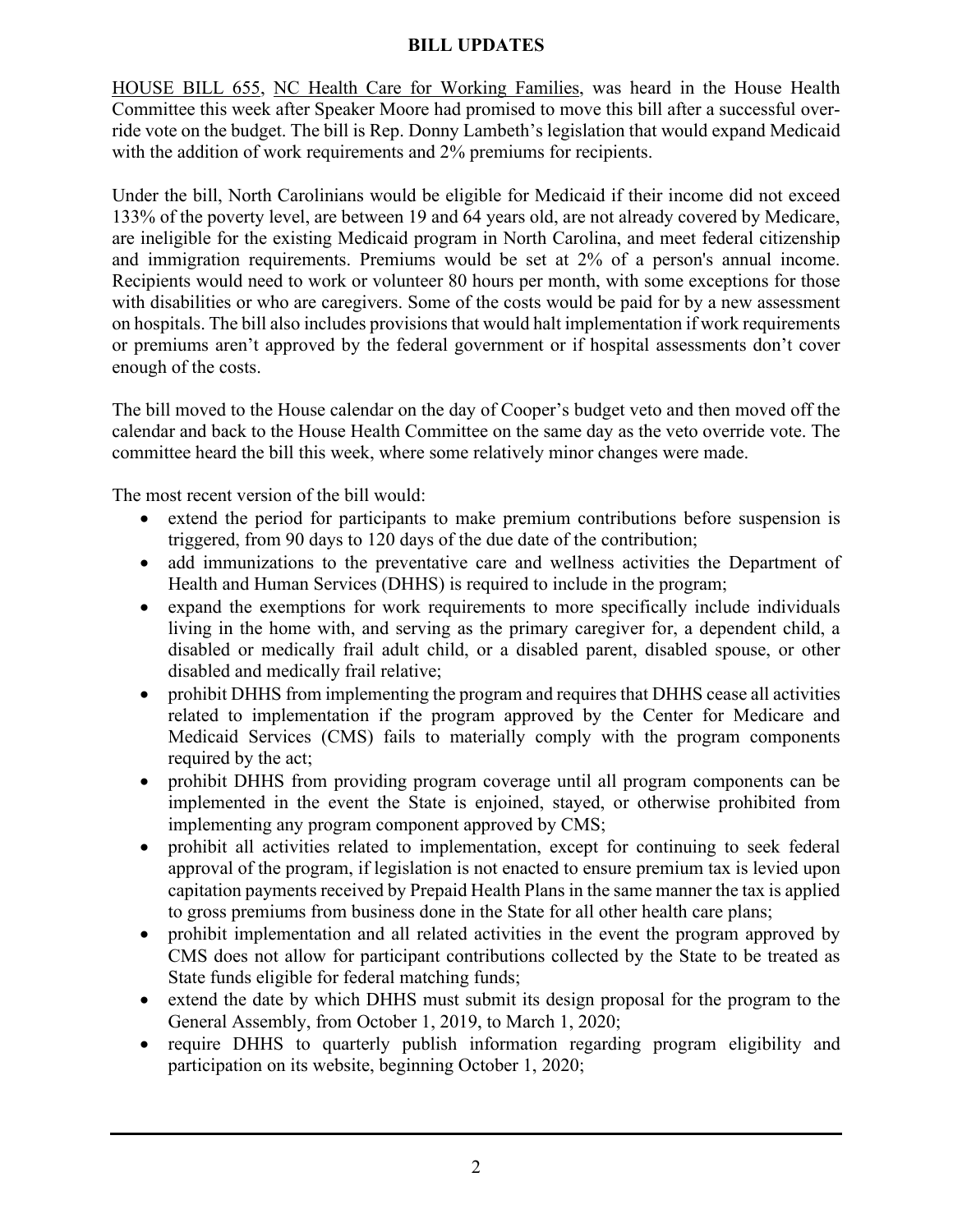# BILL UPDATES

HOUSE BILL 655, NC Health Care for Working Families, was heard in the House Health Committee this week after Speaker Moore had promised to move this bill after a successful override vote on the budget. The bill is Rep. Donny Lambeth's legislation that would expand Medicaid with the addition of work requirements and 2% premiums for recipients.

Under the bill, North Carolinians would be eligible for Medicaid if their income did not exceed 133% of the poverty level, are between 19 and 64 years old, are not already covered by Medicare, are ineligible for the existing Medicaid program in North Carolina, and meet federal citizenship and immigration requirements. Premiums would be set at 2% of a person's annual income. Recipients would need to work or volunteer 80 hours per month, with some exceptions for those with disabilities or who are caregivers. Some of the costs would be paid for by a new assessment on hospitals. The bill also includes provisions that would halt implementation if work requirements or premiums aren't approved by the federal government or if hospital assessments don't cover enough of the costs.

The bill moved to the House calendar on the day of Cooper's budget veto and then moved off the calendar and back to the House Health Committee on the same day as the veto override vote. The committee heard the bill this week, where some relatively minor changes were made.

The most recent version of the bill would:

- extend the period for participants to make premium contributions before suspension is triggered, from 90 days to 120 days of the due date of the contribution;
- add immunizations to the preventative care and wellness activities the Department of Health and Human Services (DHHS) is required to include in the program;
- expand the exemptions for work requirements to more specifically include individuals living in the home with, and serving as the primary caregiver for, a dependent child, a disabled or medically frail adult child, or a disabled parent, disabled spouse, or other disabled and medically frail relative;
- prohibit DHHS from implementing the program and requires that DHHS cease all activities related to implementation if the program approved by the Center for Medicare and Medicaid Services (CMS) fails to materially comply with the program components required by the act;
- prohibit DHHS from providing program coverage until all program components can be implemented in the event the State is enjoined, stayed, or otherwise prohibited from implementing any program component approved by CMS;
- prohibit all activities related to implementation, except for continuing to seek federal approval of the program, if legislation is not enacted to ensure premium tax is levied upon capitation payments received by Prepaid Health Plans in the same manner the tax is applied to gross premiums from business done in the State for all other health care plans;
- prohibit implementation and all related activities in the event the program approved by CMS does not allow for participant contributions collected by the State to be treated as State funds eligible for federal matching funds;
- extend the date by which DHHS must submit its design proposal for the program to the General Assembly, from October 1, 2019, to March 1, 2020;
- require DHHS to quarterly publish information regarding program eligibility and participation on its website, beginning October 1, 2020;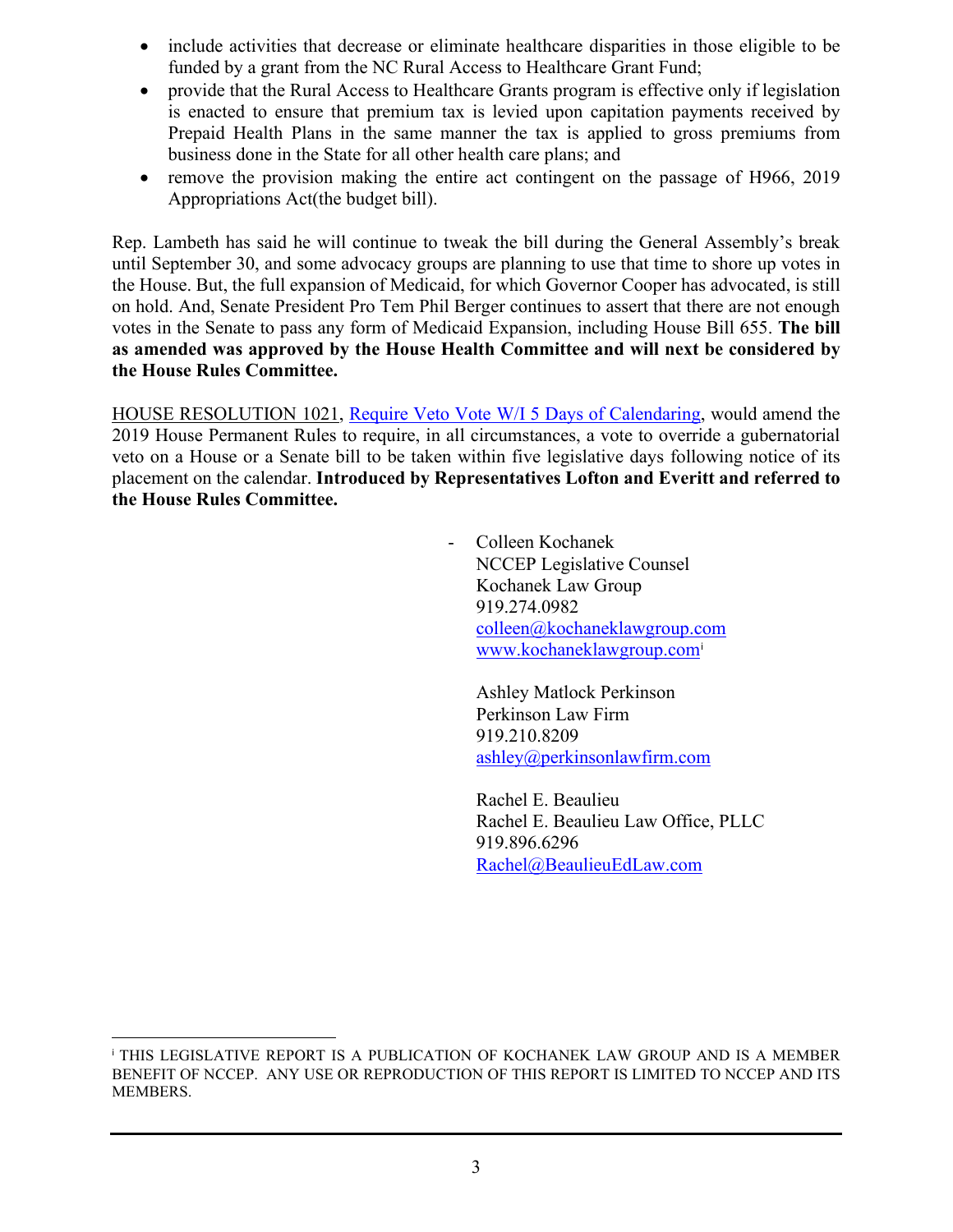- include activities that decrease or eliminate healthcare disparities in those eligible to be funded by a grant from the NC Rural Access to Healthcare Grant Fund;
- provide that the Rural Access to Healthcare Grants program is effective only if legislation is enacted to ensure that premium tax is levied upon capitation payments received by Prepaid Health Plans in the same manner the tax is applied to gross premiums from business done in the State for all other health care plans; and
- remove the provision making the entire act contingent on the passage of H966, 2019 Appropriations Act(the budget bill).

Rep. Lambeth has said he will continue to tweak the bill during the General Assembly's break until September 30, and some advocacy groups are planning to use that time to shore up votes in the House. But, the full expansion of Medicaid, for which Governor Cooper has advocated, is still on hold. And, Senate President Pro Tem Phil Berger continues to assert that there are not enough votes in the Senate to pass any form of Medicaid Expansion, including House Bill 655. **The bill as amended was approved by the House Health Committee and will next be considered by the House Rules Committee.**

HOUSE RESOLUTION 1021, [Require Veto Vote W/I 5 Days of Calendaring](), would amend the 2019 House Permanent Rules to require, in all circumstances, a vote to override a gubernatorial veto on a House or a Senate bill to be taken within five legislative days following notice of its placement on the calendar. **Introduced by Representatives Lofton and Everitt and referred to the House Rules Committee.**

- Colleen Kochanek
  NCCEP Legislative Counsel
  Kochanek Law Group
  919.274.0982
  colleen@kochaneklawgroup.com
  www.kochaneklawgroup.com[i]

  Ashley Matlock Perkinson
  Perkinson Law Firm
  919.210.8209
  ashley@perkinsonlawfirm.com

  Rachel E. Beaulieu
  Rachel E. Beaulieu Law Office, PLLC
  919.896.6296
  Rachel@BeaulieuEdLaw.com

[i] THIS LEGISLATIVE REPORT IS A PUBLICATION OF KOCHANEK LAW GROUP AND IS A MEMBER BENEFIT OF NCCEP. ANY USE OR REPRODUCTION OF THIS REPORT IS LIMITED TO NCCEP AND ITS MEMBERS.